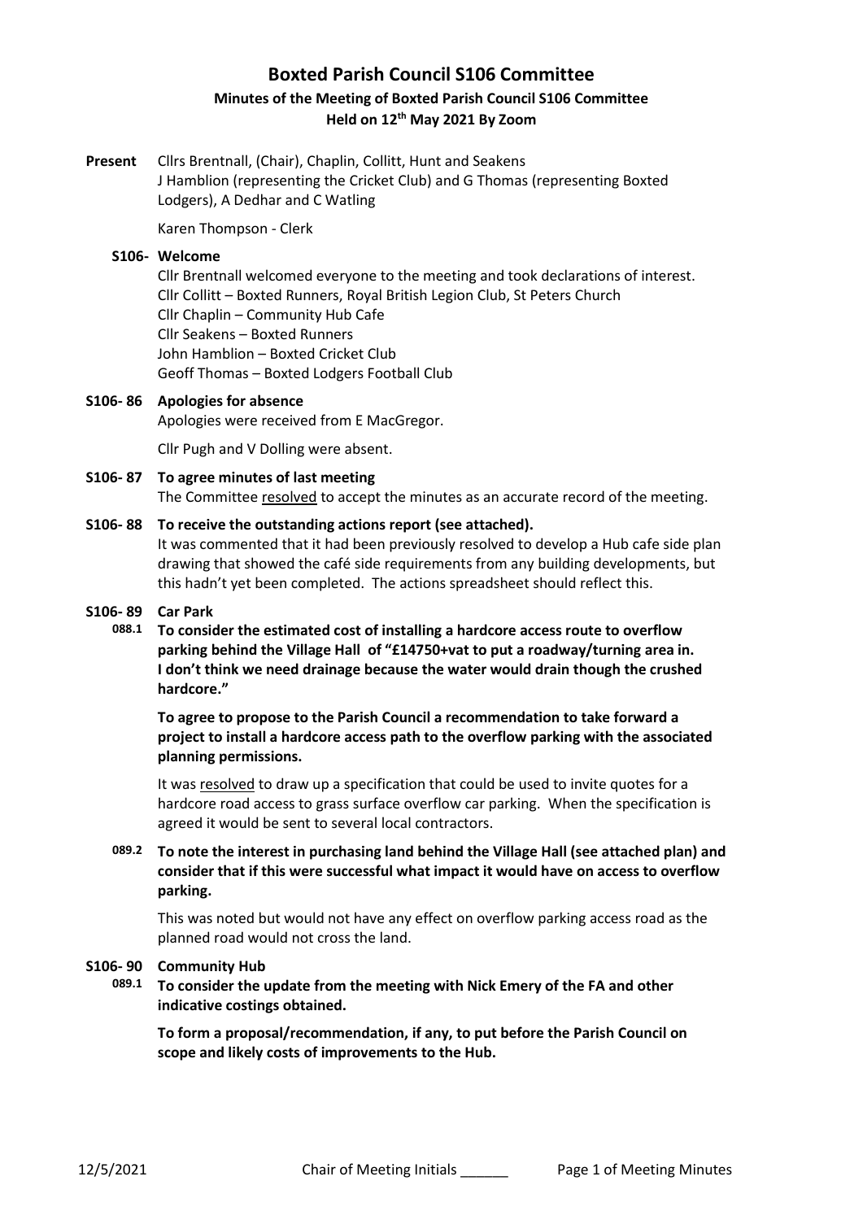# Boxted Parish Council S106 Committee

## Minutes of the Meeting of Boxted Parish Council S106 Committee

### Held on 12th May 2021 By Zoom

**Present** Cllrs Brentnall, (Chair), Chaplin, Collitt, Hunt and Seakens
J Hamblion (representing the Cricket Club) and G Thomas (representing Boxted Lodgers), A Dedhar and C Watling

Karen Thompson - Clerk

**S106- Welcome**

Cllr Brentnall welcomed everyone to the meeting and took declarations of interest.
Cllr Collitt – Boxted Runners, Royal British Legion Club, St Peters Church
Cllr Chaplin – Community Hub Cafe
Cllr Seakens – Boxted Runners
John Hamblion – Boxted Cricket Club
Geoff Thomas – Boxted Lodgers Football Club

**S106- 86 Apologies for absence**

Apologies were received from E MacGregor.

Cllr Pugh and V Dolling were absent.

**S106- 87 To agree minutes of last meeting**

The Committee resolved to accept the minutes as an accurate record of the meeting.

**S106- 88 To receive the outstanding actions report (see attached).**

It was commented that it had been previously resolved to develop a Hub cafe side plan drawing that showed the café side requirements from any building developments, but this hadn't yet been completed. The actions spreadsheet should reflect this.

**S106- 89 Car Park**

**088.1 To consider the estimated cost of installing a hardcore access route to overflow parking behind the Village Hall of "£14750+vat to put a roadway/turning area in. I don't think we need drainage because the water would drain though the crushed hardcore."**

**To agree to propose to the Parish Council a recommendation to take forward a project to install a hardcore access path to the overflow parking with the associated planning permissions.**

It was resolved to draw up a specification that could be used to invite quotes for a hardcore road access to grass surface overflow car parking. When the specification is agreed it would be sent to several local contractors.

**089.2 To note the interest in purchasing land behind the Village Hall (see attached plan) and consider that if this were successful what impact it would have on access to overflow parking.**

This was noted but would not have any effect on overflow parking access road as the planned road would not cross the land.

**S106- 90 Community Hub**

**089.1 To consider the update from the meeting with Nick Emery of the FA and other indicative costings obtained.**

**To form a proposal/recommendation, if any, to put before the Parish Council on scope and likely costs of improvements to the Hub.**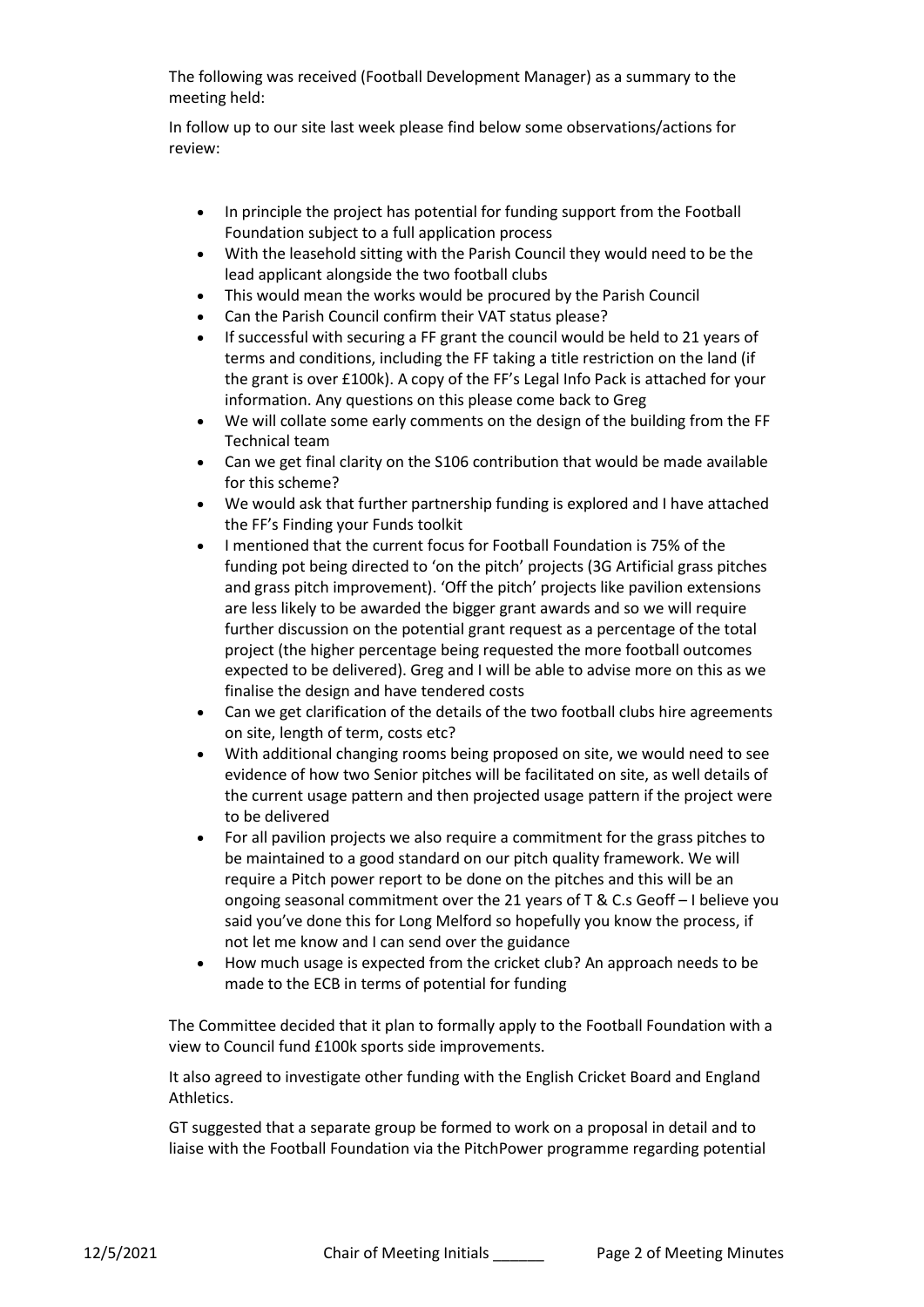The following was received (Football Development Manager) as a summary to the meeting held:

In follow up to our site last week please find below some observations/actions for review:

- In principle the project has potential for funding support from the Football Foundation subject to a full application process
- With the leasehold sitting with the Parish Council they would need to be the lead applicant alongside the two football clubs
- This would mean the works would be procured by the Parish Council
- Can the Parish Council confirm their VAT status please?
- If successful with securing a FF grant the council would be held to 21 years of terms and conditions, including the FF taking a title restriction on the land (if the grant is over £100k). A copy of the FF's Legal Info Pack is attached for your information. Any questions on this please come back to Greg
- We will collate some early comments on the design of the building from the FF Technical team
- Can we get final clarity on the S106 contribution that would be made available for this scheme?
- We would ask that further partnership funding is explored and I have attached the FF's Finding your Funds toolkit
- I mentioned that the current focus for Football Foundation is 75% of the funding pot being directed to 'on the pitch' projects (3G Artificial grass pitches and grass pitch improvement). 'Off the pitch' projects like pavilion extensions are less likely to be awarded the bigger grant awards and so we will require further discussion on the potential grant request as a percentage of the total project (the higher percentage being requested the more football outcomes expected to be delivered). Greg and I will be able to advise more on this as we finalise the design and have tendered costs
- Can we get clarification of the details of the two football clubs hire agreements on site, length of term, costs etc?
- With additional changing rooms being proposed on site, we would need to see evidence of how two Senior pitches will be facilitated on site, as well details of the current usage pattern and then projected usage pattern if the project were to be delivered
- For all pavilion projects we also require a commitment for the grass pitches to be maintained to a good standard on our pitch quality framework. We will require a Pitch power report to be done on the pitches and this will be an ongoing seasonal commitment over the 21 years of T & C.s Geoff – I believe you said you've done this for Long Melford so hopefully you know the process, if not let me know and I can send over the guidance
- How much usage is expected from the cricket club? An approach needs to be made to the ECB in terms of potential for funding

The Committee decided that it plan to formally apply to the Football Foundation with a view to Council fund £100k sports side improvements.

It also agreed to investigate other funding with the English Cricket Board and England Athletics.

GT suggested that a separate group be formed to work on a proposal in detail and to liaise with the Football Foundation via the PitchPower programme regarding potential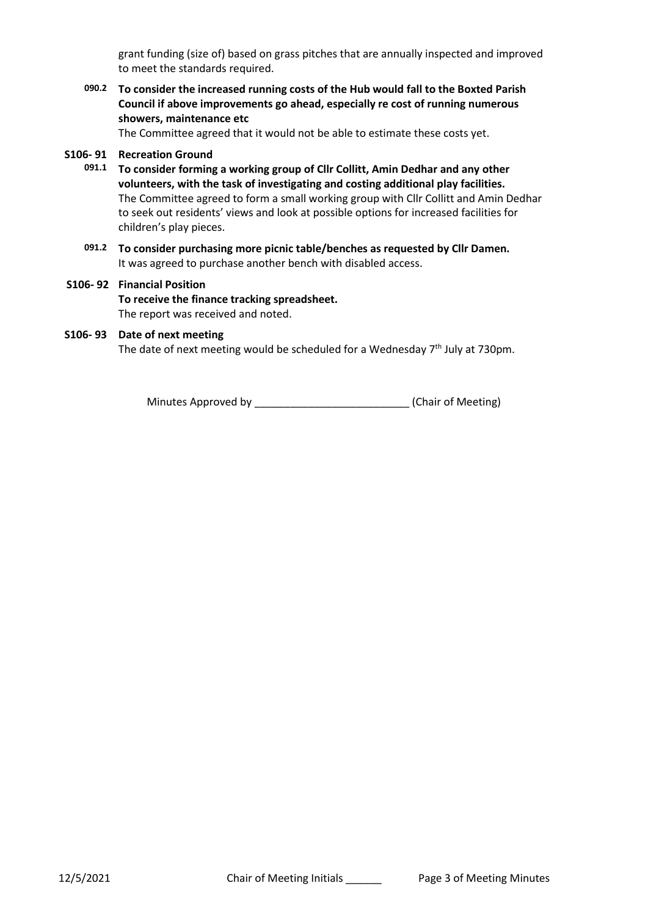grant funding (size of) based on grass pitches that are annually inspected and improved to meet the standards required.

**090.2 To consider the increased running costs of the Hub would fall to the Boxted Parish Council if above improvements go ahead, especially re cost of running numerous showers, maintenance etc**

The Committee agreed that it would not be able to estimate these costs yet.

**S106- 91 Recreation Ground**

**091.1 To consider forming a working group of Cllr Collitt, Amin Dedhar and any other volunteers, with the task of investigating and costing additional play facilities.**

The Committee agreed to form a small working group with Cllr Collitt and Amin Dedhar to seek out residents' views and look at possible options for increased facilities for children's play pieces.

**091.2 To consider purchasing more picnic table/benches as requested by Cllr Damen.**

It was agreed to purchase another bench with disabled access.

**S106- 92 Financial Position**

**To receive the finance tracking spreadsheet.**

The report was received and noted.

**S106- 93 Date of next meeting**

The date of next meeting would be scheduled for a Wednesday 7th July at 730pm.

Minutes Approved by __________________________ (Chair of Meeting)

12/5/2021 Chair of Meeting Initials ______